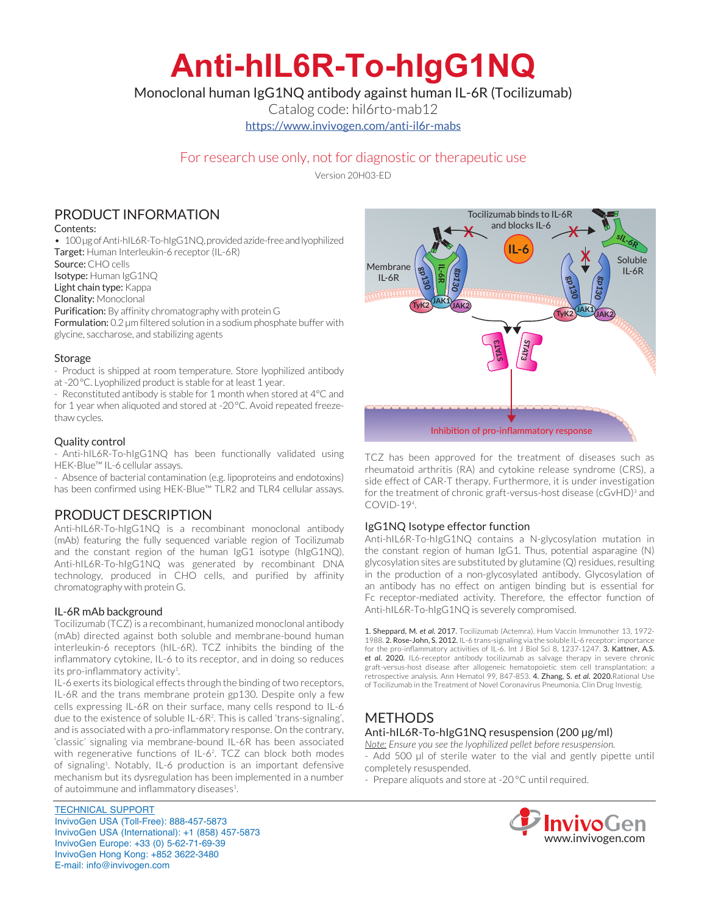# Anti-hIL6R-To-hIgG1NQ

Monoclonal human IgG1NQ antibody against human IL-6R (Tocilizumab)

Catalog code: hil6rto-mab12

https://www.invivogen.com/anti-il6r-mabs

For research use only, not for diagnostic or therapeutic use

Version 20H03-ED

## PRODUCT INFORMATION

Contents:

- 100 µg of Anti-hIL6R-To-hIgG1NQ, provided azide-free and lyophilized

**Target:** Human Interleukin-6 receptor (IL-6R)
**Source:** CHO cells
**Isotype:** Human IgG1NQ
**Light chain type:** Kappa
**Clonality:** Monoclonal
**Purification:** By affinity chromatography with protein G
**Formulation:** 0.2 µm filtered solution in a sodium phosphate buffer with glycine, saccharose, and stabilizing agents

### Storage

- Product is shipped at room temperature. Store lyophilized antibody at -20 °C. Lyophilized product is stable for at least 1 year.
- Reconstituted antibody is stable for 1 month when stored at 4°C and for 1 year when aliquoted and stored at -20 °C. Avoid repeated freeze-thaw cycles.

### Quality control

- Anti-hIL6R-To-hIgG1NQ has been functionally validated using HEK-Blue™ IL-6 cellular assays.
- Absence of bacterial contamination (e.g. lipoproteins and endotoxins) has been confirmed using HEK-Blue™ TLR2 and TLR4 cellular assays.

## PRODUCT DESCRIPTION

Anti-hIL6R-To-hIgG1NQ is a recombinant monoclonal antibody (mAb) featuring the fully sequenced variable region of Tocilizumab and the constant region of the human IgG1 isotype (hIgG1NQ). Anti-hIL6R-To-hIgG1NQ was generated by recombinant DNA technology, produced in CHO cells, and purified by affinity chromatography with protein G.

### IL-6R mAb background

Tocilizumab (TCZ) is a recombinant, humanized monoclonal antibody (mAb) directed against both soluble and membrane-bound human interleukin-6 receptors (hIL-6R). TCZ inhibits the binding of the inflammatory cytokine, IL-6 to its receptor, and in doing so reduces its pro-inflammatory activity[1].

IL-6 exerts its biological effects through the binding of two receptors, IL-6R and the trans membrane protein gp130. Despite only a few cells expressing IL-6R on their surface, many cells respond to IL-6 due to the existence of soluble IL-6R[2]. This is called 'trans-signaling', and is associated with a pro-inflammatory response. On the contrary, 'classic' signaling via membrane-bound IL-6R has been associated with regenerative functions of IL-6[2]. TCZ can block both modes of signaling[1]. Notably, IL-6 production is an important defensive mechanism but its dysregulation has been implemented in a number of autoimmune and inflammatory diseases[1].

Tocilizumab binds to IL-6R and blocks IL-6

Inhibition of pro-inflammatory response

TCZ has been approved for the treatment of diseases such as rheumatoid arthritis (RA) and cytokine release syndrome (CRS), a side effect of CAR-T therapy. Furthermore, it is under investigation for the treatment of chronic graft-versus-host disease (cGvHD)[3] and COVID-19[4].

### IgG1NQ Isotype effector function

Anti-hIL6R-To-hIgG1NQ contains a N-glycosylation mutation in the constant region of human IgG1. Thus, potential asparagine (N) glycosylation sites are substituted by glutamine (Q) residues, resulting in the production of a non-glycosylated antibody. Glycosylation of an antibody has no effect on antigen binding but is essential for Fc receptor-mediated activity. Therefore, the effector function of Anti-hIL6R-To-hIgG1NQ is severely compromised.

**1. Sheppard, M. *et al.* 2017.** Tocilizumab (Actemra). Hum Vaccin Immunother 13, 1972-1988. **2. Rose-John, S. 2012.** IL-6 trans-signaling via the soluble IL-6 receptor: importance for the pro-inflammatory activities of IL-6. Int J Biol Sci 8, 1237-1247. **3. Kattner, A.S. *et al.* 2020.** IL6-receptor antibody tocilizumab as salvage therapy in severe chronic graft-versus-host disease after allogeneic hematopoietic stem cell transplantation: a retrospective analysis. Ann Hematol 99, 847-853. **4. Zhang, S. *et al.* 2020.** Rational Use of Tocilizumab in the Treatment of Novel Coronavirus Pneumonia. Clin Drug Investig.

## METHODS

### Anti-hIL6R-To-hIgG1NQ resuspension (200 µg/ml)

*Note: Ensure you see the lyophilized pellet before resuspension.*

- Add 500 µl of sterile water to the vial and gently pipette until completely resuspended.
- Prepare aliquots and store at -20 °C until required.

TECHNICAL SUPPORT
InvivoGen USA (Toll-Free): 888-457-5873
InvivoGen USA (International): +1 (858) 457-5873
InvivoGen Europe: +33 (0) 5-62-71-69-39
InvivoGen Hong Kong: +852 3622-3480
E-mail: info@invivogen.com

InvivoGen
www.invivogen.com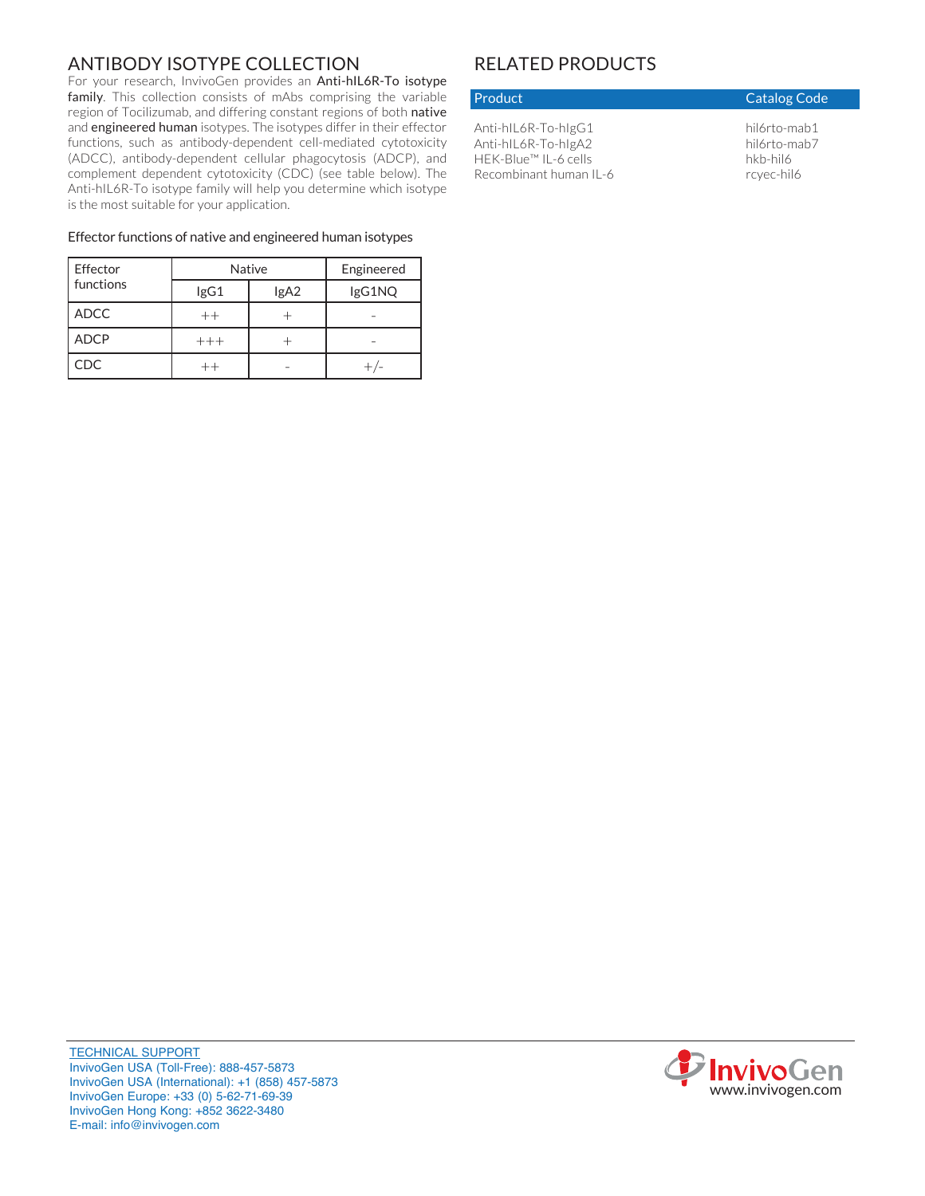## ANTIBODY ISOTYPE COLLECTION

For your research, InvivoGen provides an **Anti-hIL6R-To isotype family**. This collection consists of mAbs comprising the variable region of Tocilizumab, and differing constant regions of both **native** and **engineered human** isotypes. The isotypes differ in their effector functions, such as antibody-dependent cell-mediated cytotoxicity (ADCC), antibody-dependent cellular phagocytosis (ADCP), and complement dependent cytotoxicity (CDC) (see table below). The Anti-hIL6R-To isotype family will help you determine which isotype is the most suitable for your application.

Effector functions of native and engineered human isotypes

| Effector functions | Native | | Engineered |
|---|---|---|---|
| | IgG1 | IgA2 | IgG1NQ |
| ADCC | ++ | + | - |
| ADCP | +++ | + | - |
| CDC | ++ | - | +/- |

## RELATED PRODUCTS

| Product | Catalog Code |
|---|---|
| Anti-hIL6R-To-hIgG1 | hil6rto-mab1 |
| Anti-hIL6R-To-hIgA2 | hil6rto-mab7 |
| HEK-Blue™ IL-6 cells | hkb-hil6 |
| Recombinant human IL-6 | rcyec-hil6 |

TECHNICAL SUPPORT
InvivoGen USA (Toll-Free): 888-457-5873
InvivoGen USA (International): +1 (858) 457-5873
InvivoGen Europe: +33 (0) 5-62-71-69-39
InvivoGen Hong Kong: +852 3622-3480
E-mail: info@invivogen.com

InvivoGen
www.invivogen.com